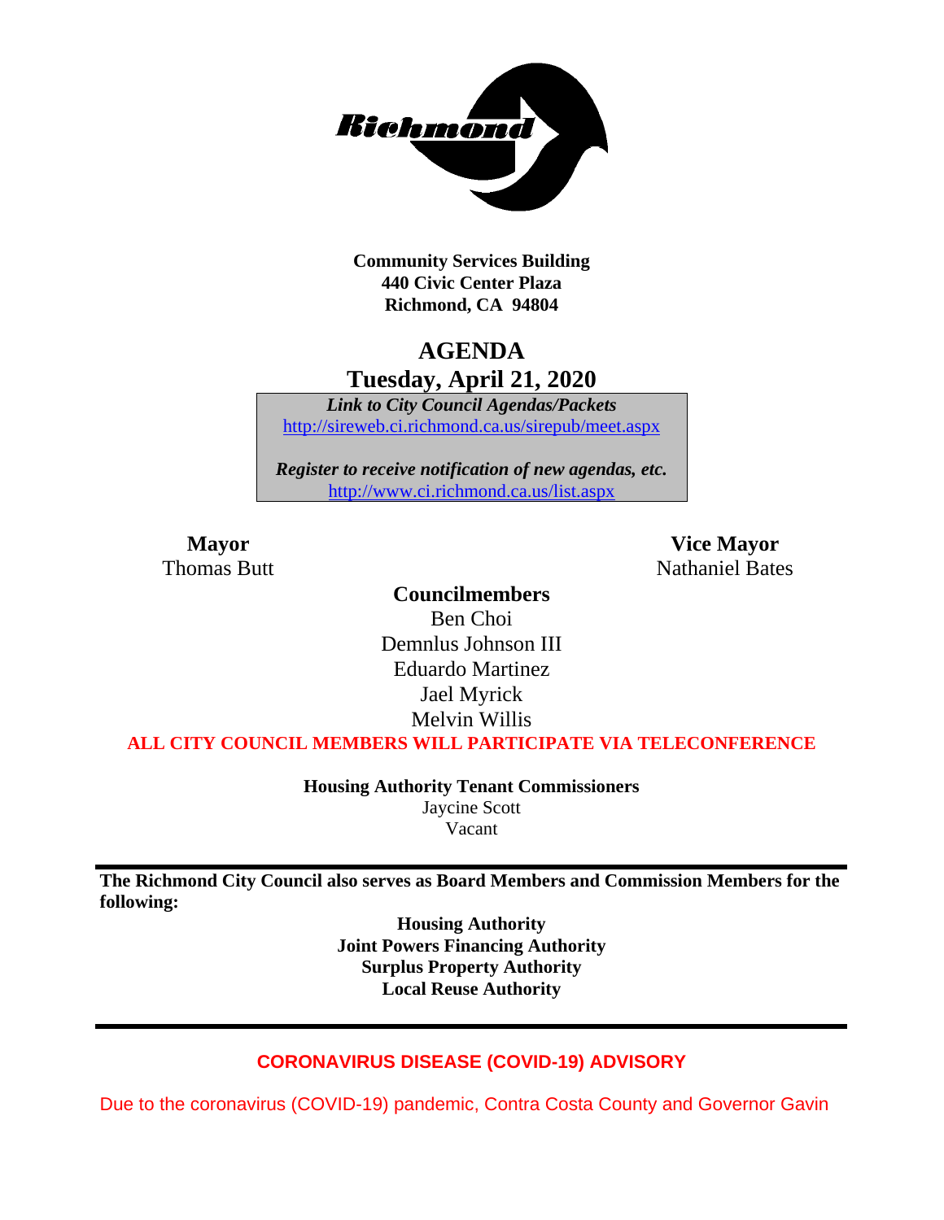**Community Services Building**
**440 Civic Center Plaza**
**Richmond, CA 94804**

# AGENDA
## Tuesday, April 21, 2020

***Link to City Council Agendas/Packets***
http://sireweb.ci.richmond.ca.us/sirepub/meet.aspx

***Register to receive notification of new agendas, etc.***
http://www.ci.richmond.ca.us/list.aspx

**Mayor**
Thomas Butt

**Vice Mayor**
Nathaniel Bates

**Councilmembers**
Ben Choi
Demnlus Johnson III
Eduardo Martinez
Jael Myrick
Melvin Willis

**ALL CITY COUNCIL MEMBERS WILL PARTICIPATE VIA TELECONFERENCE**

**Housing Authority Tenant Commissioners**
Jaycine Scott
Vacant

**The Richmond City Council also serves as Board Members and Commission Members for the following:**

**Housing Authority**
**Joint Powers Financing Authority**
**Surplus Property Authority**
**Local Reuse Authority**

**CORONAVIRUS DISEASE (COVID-19) ADVISORY**

Due to the coronavirus (COVID-19) pandemic, Contra Costa County and Governor Gavin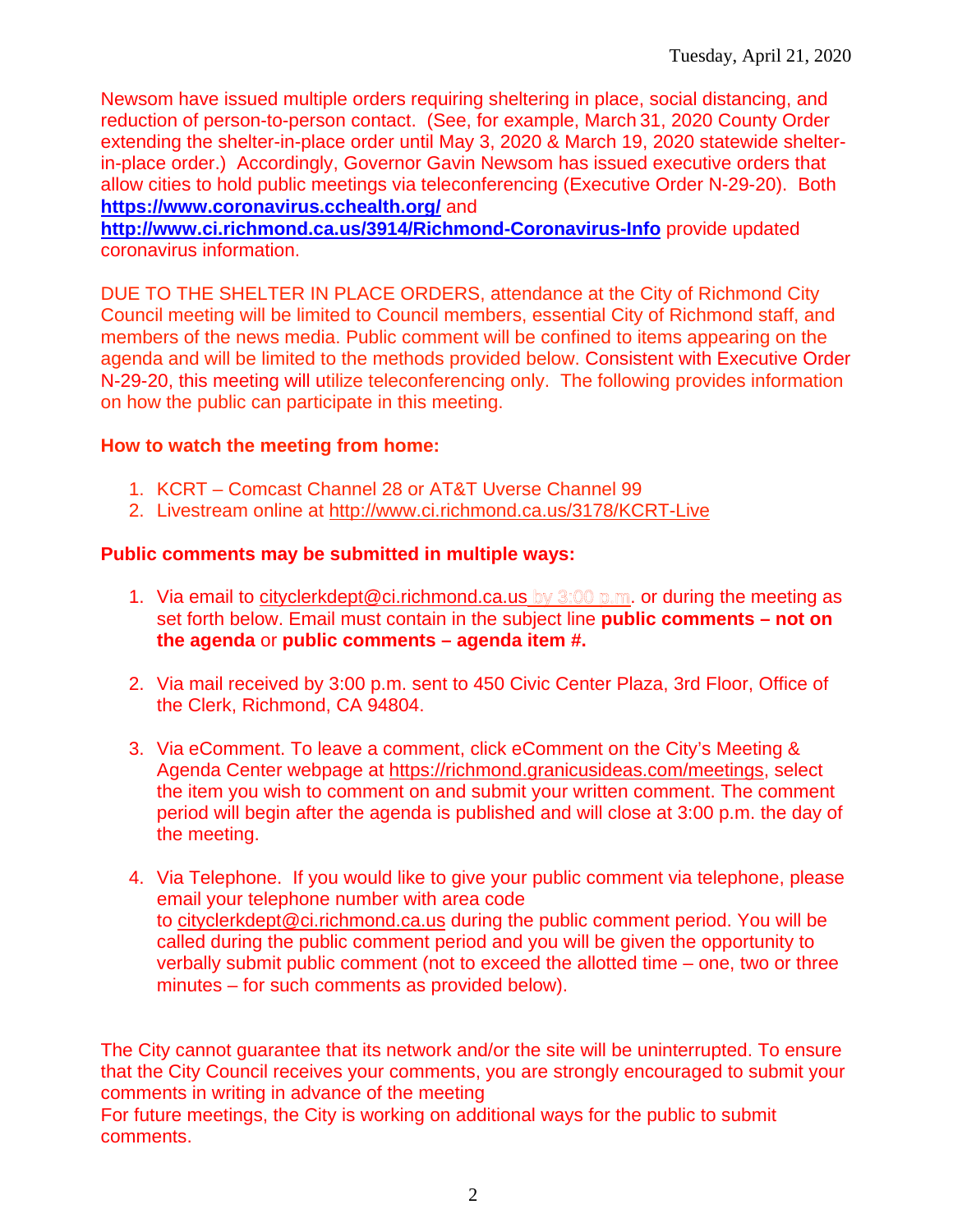Newsom have issued multiple orders requiring sheltering in place, social distancing, and reduction of person-to-person contact. (See, for example, March 31, 2020 County Order extending the shelter-in-place order until May 3, 2020 & March 19, 2020 statewide shelter-in-place order.) Accordingly, Governor Gavin Newsom has issued executive orders that allow cities to hold public meetings via teleconferencing (Executive Order N-29-20). Both **https://www.coronavirus.cchealth.org/** and **http://www.ci.richmond.ca.us/3914/Richmond-Coronavirus-Info** provide updated coronavirus information.

DUE TO THE SHELTER IN PLACE ORDERS, attendance at the City of Richmond City Council meeting will be limited to Council members, essential City of Richmond staff, and members of the news media. Public comment will be confined to items appearing on the agenda and will be limited to the methods provided below. Consistent with Executive Order N-29-20, this meeting will utilize teleconferencing only. The following provides information on how the public can participate in this meeting.

**How to watch the meeting from home:**

1. KCRT – Comcast Channel 28 or AT&T Uverse Channel 99
2. Livestream online at http://www.ci.richmond.ca.us/3178/KCRT-Live

**Public comments may be submitted in multiple ways:**

1. Via email to cityclerkdept@ci.richmond.ca.us by 3:00 p.m. or during the meeting as set forth below. Email must contain in the subject line **public comments – not on the agenda** or **public comments – agenda item #.**

2. Via mail received by 3:00 p.m. sent to 450 Civic Center Plaza, 3rd Floor, Office of the Clerk, Richmond, CA 94804.

3. Via eComment. To leave a comment, click eComment on the City's Meeting & Agenda Center webpage at https://richmond.granicusideas.com/meetings, select the item you wish to comment on and submit your written comment. The comment period will begin after the agenda is published and will close at 3:00 p.m. the day of the meeting.

4. Via Telephone. If you would like to give your public comment via telephone, please email your telephone number with area code to cityclerkdept@ci.richmond.ca.us during the public comment period. You will be called during the public comment period and you will be given the opportunity to verbally submit public comment (not to exceed the allotted time – one, two or three minutes – for such comments as provided below).

The City cannot guarantee that its network and/or the site will be uninterrupted. To ensure that the City Council receives your comments, you are strongly encouraged to submit your comments in writing in advance of the meeting
For future meetings, the City is working on additional ways for the public to submit comments.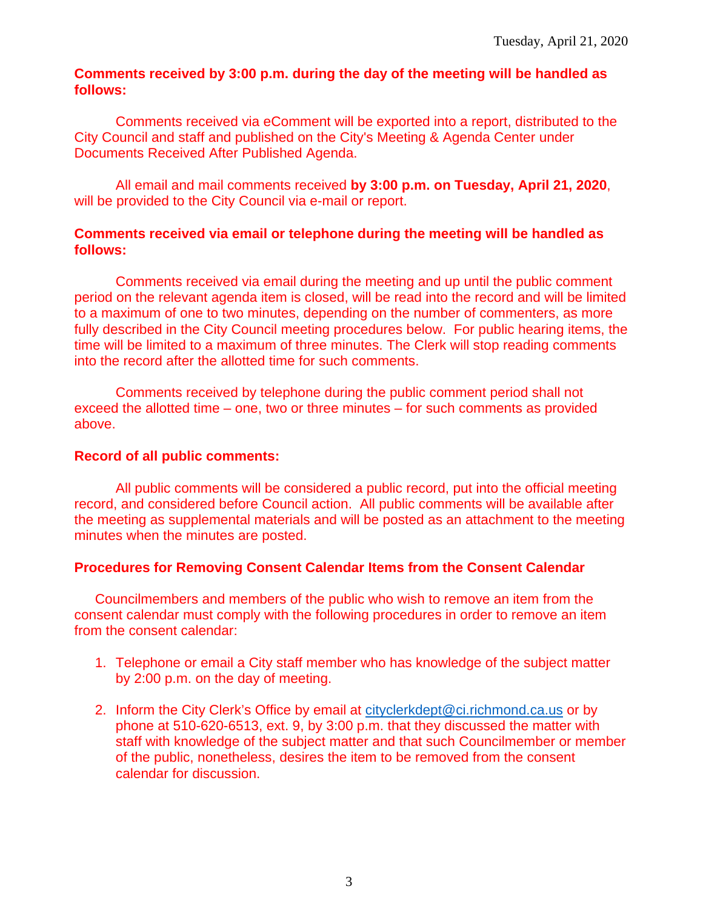**Comments received by 3:00 p.m. during the day of the meeting will be handled as follows:**

Comments received via eComment will be exported into a report, distributed to the City Council and staff and published on the City's Meeting & Agenda Center under Documents Received After Published Agenda.

All email and mail comments received **by 3:00 p.m. on Tuesday, April 21, 2020**, will be provided to the City Council via e-mail or report.

**Comments received via email or telephone during the meeting will be handled as follows:**

Comments received via email during the meeting and up until the public comment period on the relevant agenda item is closed, will be read into the record and will be limited to a maximum of one to two minutes, depending on the number of commenters, as more fully described in the City Council meeting procedures below. For public hearing items, the time will be limited to a maximum of three minutes. The Clerk will stop reading comments into the record after the allotted time for such comments.

Comments received by telephone during the public comment period shall not exceed the allotted time – one, two or three minutes – for such comments as provided above.

**Record of all public comments:**

All public comments will be considered a public record, put into the official meeting record, and considered before Council action. All public comments will be available after the meeting as supplemental materials and will be posted as an attachment to the meeting minutes when the minutes are posted.

**Procedures for Removing Consent Calendar Items from the Consent Calendar**

Councilmembers and members of the public who wish to remove an item from the consent calendar must comply with the following procedures in order to remove an item from the consent calendar:

1. Telephone or email a City staff member who has knowledge of the subject matter by 2:00 p.m. on the day of meeting.
2. Inform the City Clerk's Office by email at cityclerkdept@ci.richmond.ca.us or by phone at 510-620-6513, ext. 9, by 3:00 p.m. that they discussed the matter with staff with knowledge of the subject matter and that such Councilmember or member of the public, nonetheless, desires the item to be removed from the consent calendar for discussion.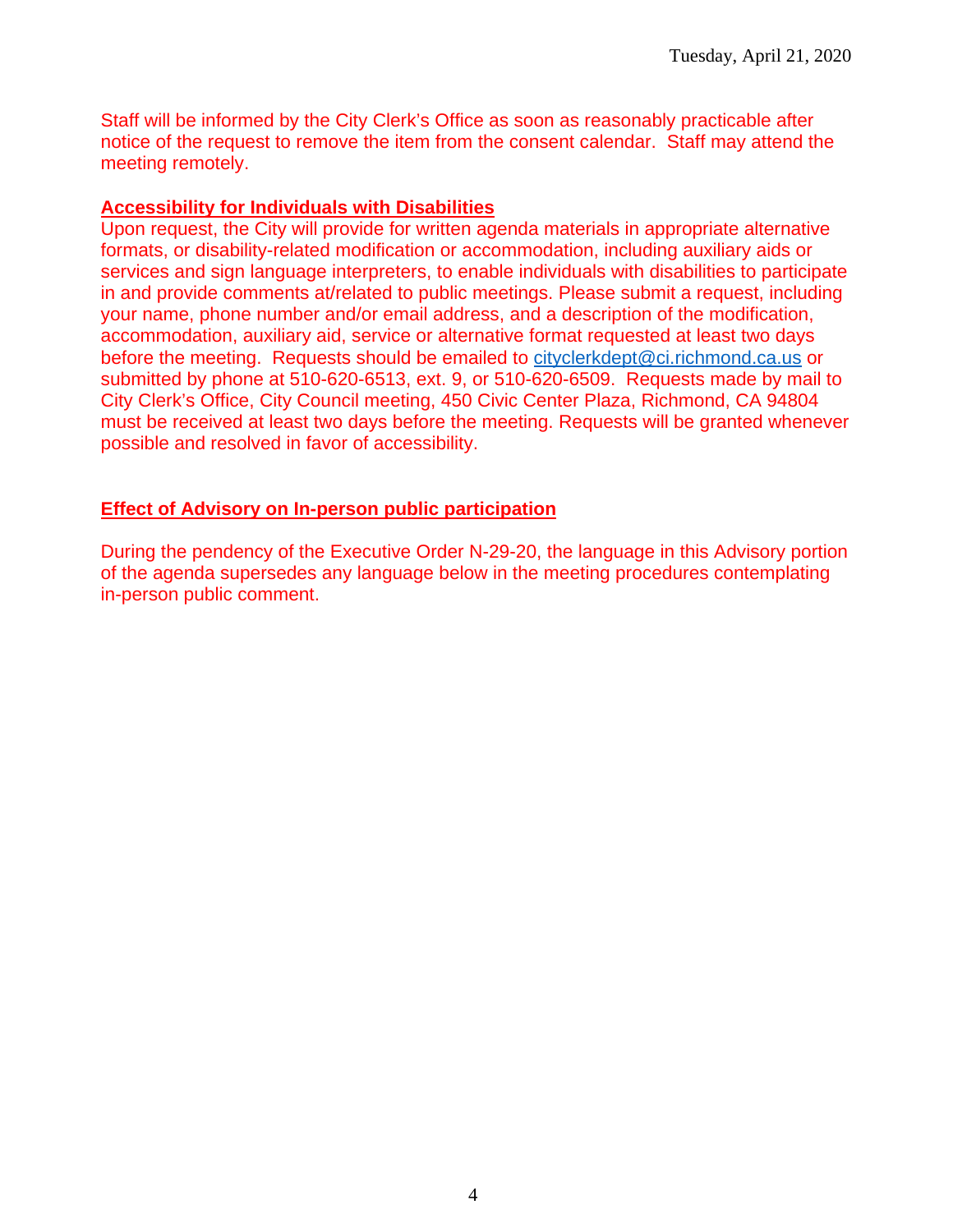Staff will be informed by the City Clerk's Office as soon as reasonably practicable after notice of the request to remove the item from the consent calendar. Staff may attend the meeting remotely.

**Accessibility for Individuals with Disabilities**

Upon request, the City will provide for written agenda materials in appropriate alternative formats, or disability-related modification or accommodation, including auxiliary aids or services and sign language interpreters, to enable individuals with disabilities to participate in and provide comments at/related to public meetings. Please submit a request, including your name, phone number and/or email address, and a description of the modification, accommodation, auxiliary aid, service or alternative format requested at least two days before the meeting. Requests should be emailed to cityclerkdept@ci.richmond.ca.us or submitted by phone at 510-620-6513, ext. 9, or 510-620-6509. Requests made by mail to City Clerk's Office, City Council meeting, 450 Civic Center Plaza, Richmond, CA 94804 must be received at least two days before the meeting. Requests will be granted whenever possible and resolved in favor of accessibility.

**Effect of Advisory on In-person public participation**

During the pendency of the Executive Order N-29-20, the language in this Advisory portion of the agenda supersedes any language below in the meeting procedures contemplating in-person public comment.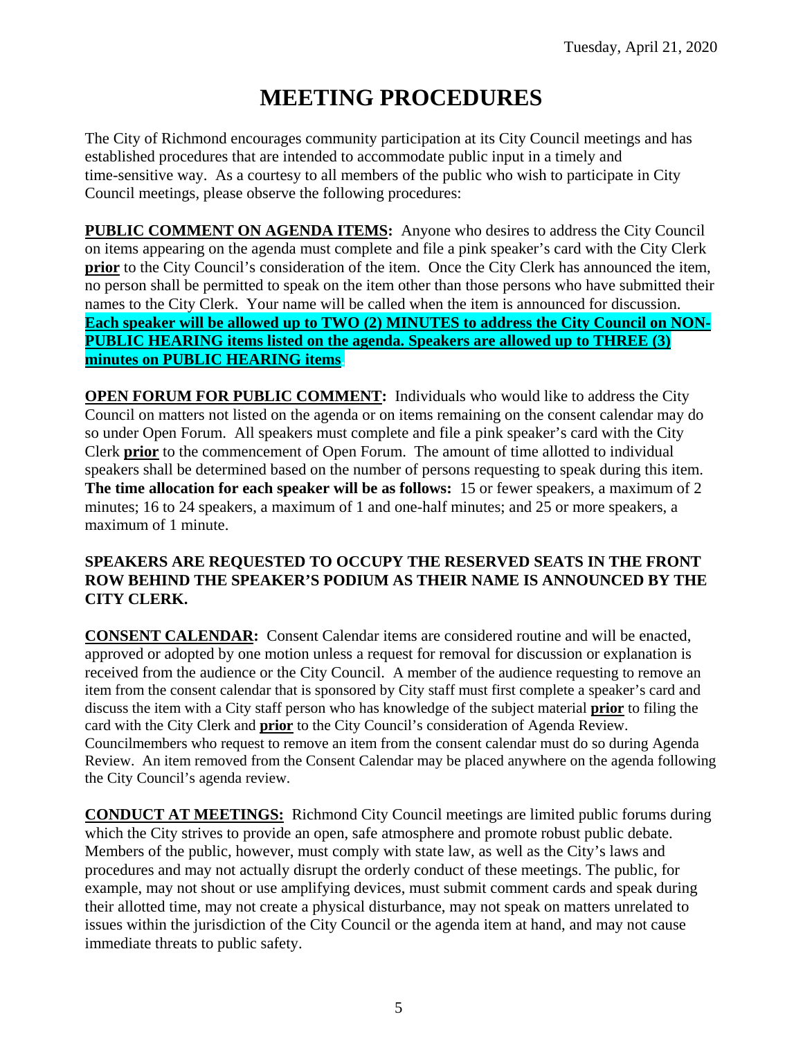# MEETING PROCEDURES

The City of Richmond encourages community participation at its City Council meetings and has established procedures that are intended to accommodate public input in a timely and time-sensitive way. As a courtesy to all members of the public who wish to participate in City Council meetings, please observe the following procedures:

**PUBLIC COMMENT ON AGENDA ITEMS:** Anyone who desires to address the City Council on items appearing on the agenda must complete and file a pink speaker's card with the City Clerk **prior** to the City Council's consideration of the item. Once the City Clerk has announced the item, no person shall be permitted to speak on the item other than those persons who have submitted their names to the City Clerk. Your name will be called when the item is announced for discussion. **Each speaker will be allowed up to TWO (2) MINUTES to address the City Council on NON-PUBLIC HEARING items listed on the agenda. Speakers are allowed up to THREE (3) minutes on PUBLIC HEARING items**.

**OPEN FORUM FOR PUBLIC COMMENT:** Individuals who would like to address the City Council on matters not listed on the agenda or on items remaining on the consent calendar may do so under Open Forum. All speakers must complete and file a pink speaker's card with the City Clerk **prior** to the commencement of Open Forum. The amount of time allotted to individual speakers shall be determined based on the number of persons requesting to speak during this item. **The time allocation for each speaker will be as follows:** 15 or fewer speakers, a maximum of 2 minutes; 16 to 24 speakers, a maximum of 1 and one-half minutes; and 25 or more speakers, a maximum of 1 minute.

**SPEAKERS ARE REQUESTED TO OCCUPY THE RESERVED SEATS IN THE FRONT ROW BEHIND THE SPEAKER'S PODIUM AS THEIR NAME IS ANNOUNCED BY THE CITY CLERK.**

**CONSENT CALENDAR:** Consent Calendar items are considered routine and will be enacted, approved or adopted by one motion unless a request for removal for discussion or explanation is received from the audience or the City Council. A member of the audience requesting to remove an item from the consent calendar that is sponsored by City staff must first complete a speaker's card and discuss the item with a City staff person who has knowledge of the subject material **prior** to filing the card with the City Clerk and **prior** to the City Council's consideration of Agenda Review. Councilmembers who request to remove an item from the consent calendar must do so during Agenda Review. An item removed from the Consent Calendar may be placed anywhere on the agenda following the City Council's agenda review.

**CONDUCT AT MEETINGS:** Richmond City Council meetings are limited public forums during which the City strives to provide an open, safe atmosphere and promote robust public debate. Members of the public, however, must comply with state law, as well as the City's laws and procedures and may not actually disrupt the orderly conduct of these meetings. The public, for example, may not shout or use amplifying devices, must submit comment cards and speak during their allotted time, may not create a physical disturbance, may not speak on matters unrelated to issues within the jurisdiction of the City Council or the agenda item at hand, and may not cause immediate threats to public safety.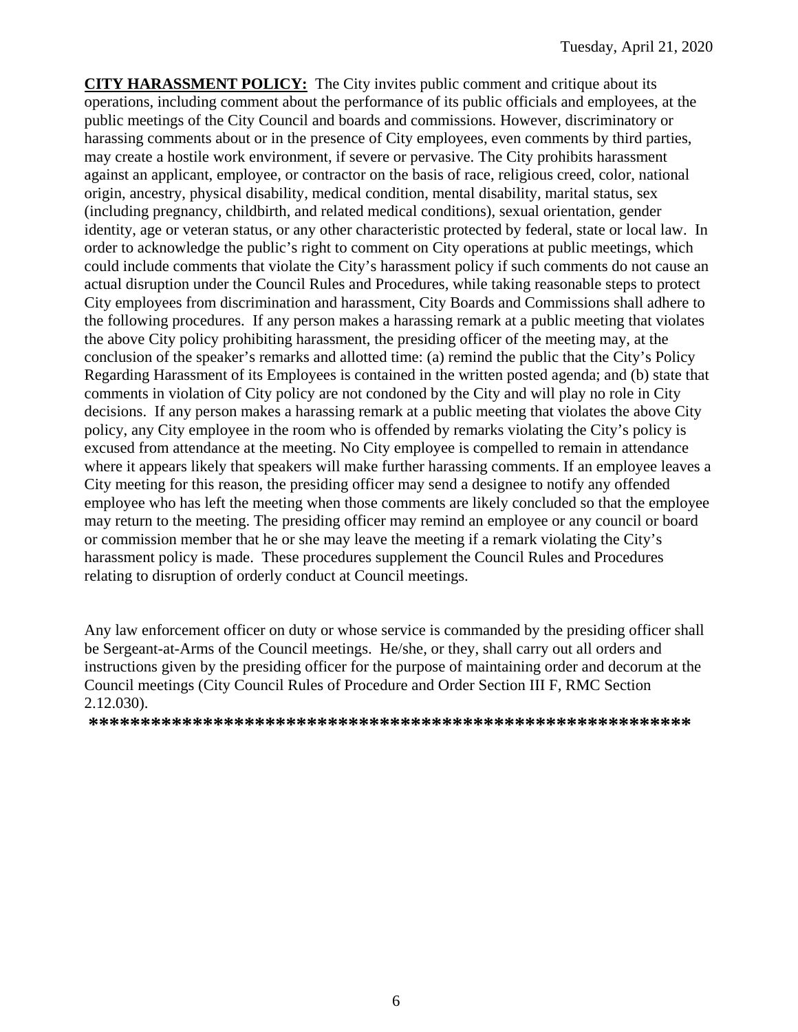**CITY HARASSMENT POLICY:** The City invites public comment and critique about its operations, including comment about the performance of its public officials and employees, at the public meetings of the City Council and boards and commissions. However, discriminatory or harassing comments about or in the presence of City employees, even comments by third parties, may create a hostile work environment, if severe or pervasive. The City prohibits harassment against an applicant, employee, or contractor on the basis of race, religious creed, color, national origin, ancestry, physical disability, medical condition, mental disability, marital status, sex (including pregnancy, childbirth, and related medical conditions), sexual orientation, gender identity, age or veteran status, or any other characteristic protected by federal, state or local law. In order to acknowledge the public's right to comment on City operations at public meetings, which could include comments that violate the City's harassment policy if such comments do not cause an actual disruption under the Council Rules and Procedures, while taking reasonable steps to protect City employees from discrimination and harassment, City Boards and Commissions shall adhere to the following procedures. If any person makes a harassing remark at a public meeting that violates the above City policy prohibiting harassment, the presiding officer of the meeting may, at the conclusion of the speaker's remarks and allotted time: (a) remind the public that the City's Policy Regarding Harassment of its Employees is contained in the written posted agenda; and (b) state that comments in violation of City policy are not condoned by the City and will play no role in City decisions. If any person makes a harassing remark at a public meeting that violates the above City policy, any City employee in the room who is offended by remarks violating the City's policy is excused from attendance at the meeting. No City employee is compelled to remain in attendance where it appears likely that speakers will make further harassing comments. If an employee leaves a City meeting for this reason, the presiding officer may send a designee to notify any offended employee who has left the meeting when those comments are likely concluded so that the employee may return to the meeting. The presiding officer may remind an employee or any council or board or commission member that he or she may leave the meeting if a remark violating the City's harassment policy is made. These procedures supplement the Council Rules and Procedures relating to disruption of orderly conduct at Council meetings.

Any law enforcement officer on duty or whose service is commanded by the presiding officer shall be Sergeant-at-Arms of the Council meetings. He/she, or they, shall carry out all orders and instructions given by the presiding officer for the purpose of maintaining order and decorum at the Council meetings (City Council Rules of Procedure and Order Section III F, RMC Section 2.12.030).

**\*\*\*\*\*\*\*\*\*\*\*\*\*\*\*\*\*\*\*\*\*\*\*\*\*\*\*\*\*\*\*\*\*\*\*\*\*\*\*\*\*\*\*\*\*\*\*\*\*\*\*\*\*\*\*\*\*\***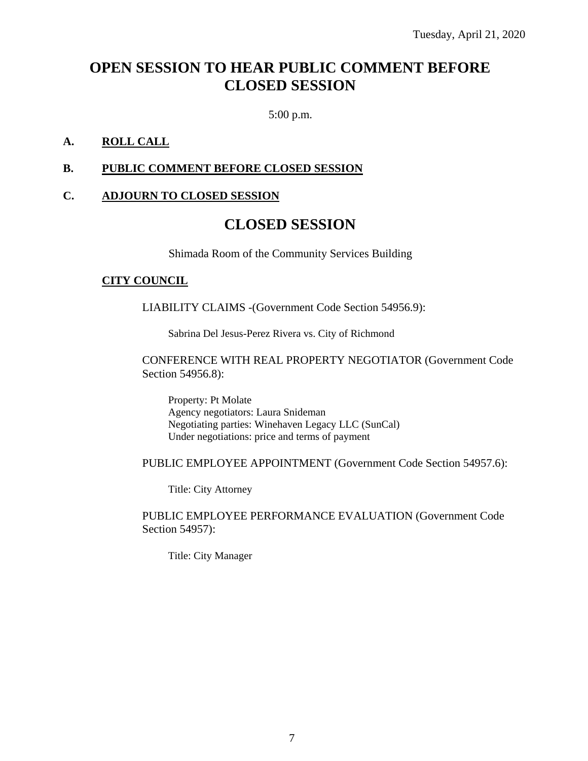Tuesday, April 21, 2020

# OPEN SESSION TO HEAR PUBLIC COMMENT BEFORE CLOSED SESSION

5:00 p.m.

**A. ROLL CALL**

**B. PUBLIC COMMENT BEFORE CLOSED SESSION**

**C. ADJOURN TO CLOSED SESSION**

# CLOSED SESSION

Shimada Room of the Community Services Building

**CITY COUNCIL**

LIABILITY CLAIMS -(Government Code Section 54956.9):

Sabrina Del Jesus-Perez Rivera vs. City of Richmond

CONFERENCE WITH REAL PROPERTY NEGOTIATOR (Government Code Section 54956.8):

Property: Pt Molate
Agency negotiators: Laura Snideman
Negotiating parties: Winehaven Legacy LLC (SunCal)
Under negotiations: price and terms of payment

PUBLIC EMPLOYEE APPOINTMENT (Government Code Section 54957.6):

Title: City Attorney

PUBLIC EMPLOYEE PERFORMANCE EVALUATION (Government Code Section 54957):

Title: City Manager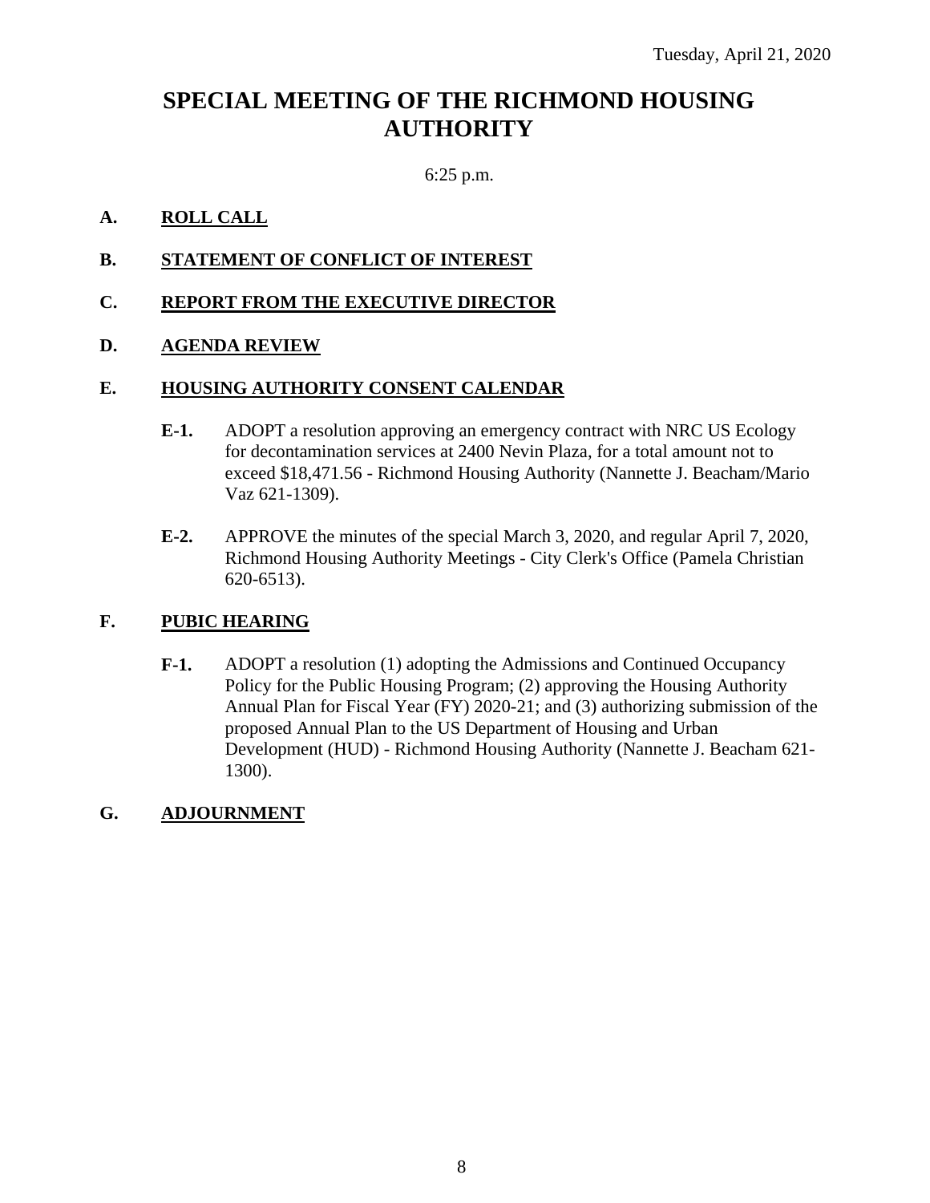Tuesday, April 21, 2020

# SPECIAL MEETING OF THE RICHMOND HOUSING AUTHORITY

6:25 p.m.

## A. ROLL CALL

## B. STATEMENT OF CONFLICT OF INTEREST

## C. REPORT FROM THE EXECUTIVE DIRECTOR

## D. AGENDA REVIEW

## E. HOUSING AUTHORITY CONSENT CALENDAR

**E-1.** ADOPT a resolution approving an emergency contract with NRC US Ecology for decontamination services at 2400 Nevin Plaza, for a total amount not to exceed $18,471.56 - Richmond Housing Authority (Nannette J. Beacham/Mario Vaz 621-1309).

**E-2.** APPROVE the minutes of the special March 3, 2020, and regular April 7, 2020, Richmond Housing Authority Meetings - City Clerk's Office (Pamela Christian 620-6513).

## F. PUBIC HEARING

**F-1.** ADOPT a resolution (1) adopting the Admissions and Continued Occupancy Policy for the Public Housing Program; (2) approving the Housing Authority Annual Plan for Fiscal Year (FY) 2020-21; and (3) authorizing submission of the proposed Annual Plan to the US Department of Housing and Urban Development (HUD) - Richmond Housing Authority (Nannette J. Beacham 621-1300).

## G. ADJOURNMENT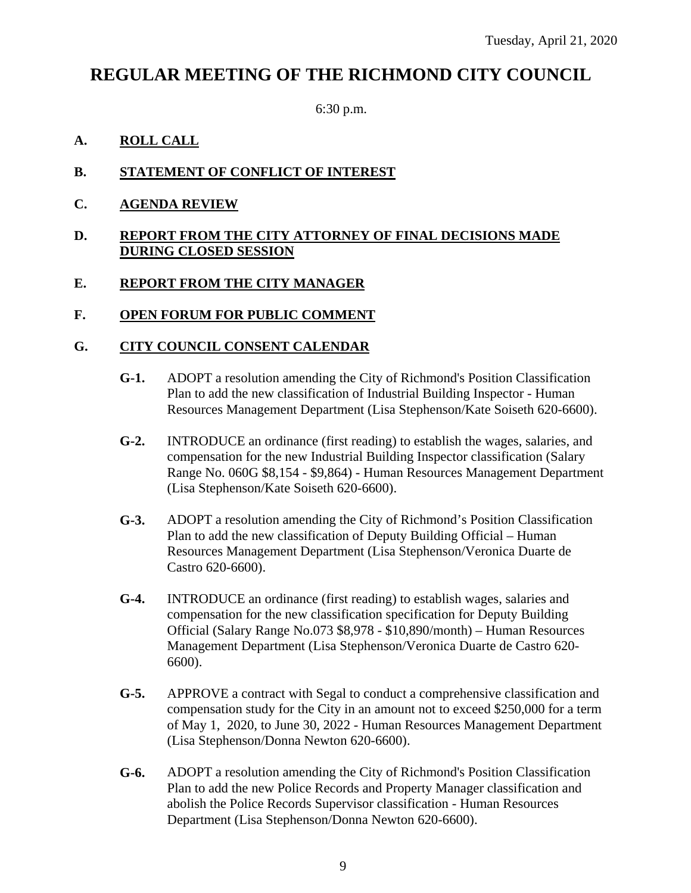Tuesday, April 21, 2020

# REGULAR MEETING OF THE RICHMOND CITY COUNCIL

6:30 p.m.

**A. ROLL CALL**

**B. STATEMENT OF CONFLICT OF INTEREST**

**C. AGENDA REVIEW**

**D. REPORT FROM THE CITY ATTORNEY OF FINAL DECISIONS MADE DURING CLOSED SESSION**

**E. REPORT FROM THE CITY MANAGER**

**F. OPEN FORUM FOR PUBLIC COMMENT**

**G. CITY COUNCIL CONSENT CALENDAR**

**G-1.** ADOPT a resolution amending the City of Richmond's Position Classification Plan to add the new classification of Industrial Building Inspector - Human Resources Management Department (Lisa Stephenson/Kate Soiseth 620-6600).

**G-2.** INTRODUCE an ordinance (first reading) to establish the wages, salaries, and compensation for the new Industrial Building Inspector classification (Salary Range No. 060G $8,154 - $9,864) - Human Resources Management Department (Lisa Stephenson/Kate Soiseth 620-6600).

**G-3.** ADOPT a resolution amending the City of Richmond's Position Classification Plan to add the new classification of Deputy Building Official – Human Resources Management Department (Lisa Stephenson/Veronica Duarte de Castro 620-6600).

**G-4.** INTRODUCE an ordinance (first reading) to establish wages, salaries and compensation for the new classification specification for Deputy Building Official (Salary Range No.073 $8,978 - $10,890/month) – Human Resources Management Department (Lisa Stephenson/Veronica Duarte de Castro 620-6600).

**G-5.** APPROVE a contract with Segal to conduct a comprehensive classification and compensation study for the City in an amount not to exceed $250,000 for a term of May 1, 2020, to June 30, 2022 - Human Resources Management Department (Lisa Stephenson/Donna Newton 620-6600).

**G-6.** ADOPT a resolution amending the City of Richmond's Position Classification Plan to add the new Police Records and Property Manager classification and abolish the Police Records Supervisor classification - Human Resources Department (Lisa Stephenson/Donna Newton 620-6600).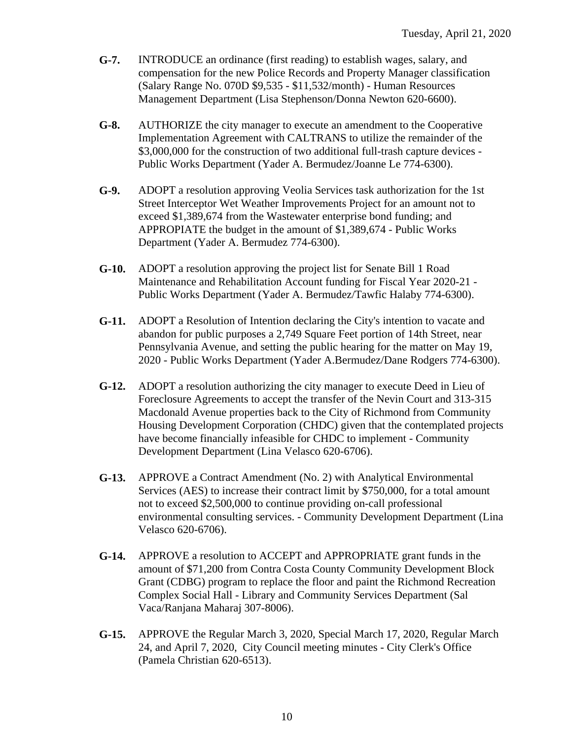**G-7.** INTRODUCE an ordinance (first reading) to establish wages, salary, and compensation for the new Police Records and Property Manager classification (Salary Range No. 070D $9,535 - $11,532/month) - Human Resources Management Department (Lisa Stephenson/Donna Newton 620-6600).

**G-8.** AUTHORIZE the city manager to execute an amendment to the Cooperative Implementation Agreement with CALTRANS to utilize the remainder of the $3,000,000 for the construction of two additional full-trash capture devices - Public Works Department (Yader A. Bermudez/Joanne Le 774-6300).

**G-9.** ADOPT a resolution approving Veolia Services task authorization for the 1st Street Interceptor Wet Weather Improvements Project for an amount not to exceed $1,389,674 from the Wastewater enterprise bond funding; and APPROPIATE the budget in the amount of $1,389,674 - Public Works Department (Yader A. Bermudez 774-6300).

**G-10.** ADOPT a resolution approving the project list for Senate Bill 1 Road Maintenance and Rehabilitation Account funding for Fiscal Year 2020-21 - Public Works Department (Yader A. Bermudez/Tawfic Halaby 774-6300).

**G-11.** ADOPT a Resolution of Intention declaring the City's intention to vacate and abandon for public purposes a 2,749 Square Feet portion of 14th Street, near Pennsylvania Avenue, and setting the public hearing for the matter on May 19, 2020 - Public Works Department (Yader A.Bermudez/Dane Rodgers 774-6300).

**G-12.** ADOPT a resolution authorizing the city manager to execute Deed in Lieu of Foreclosure Agreements to accept the transfer of the Nevin Court and 313-315 Macdonald Avenue properties back to the City of Richmond from Community Housing Development Corporation (CHDC) given that the contemplated projects have become financially infeasible for CHDC to implement - Community Development Department (Lina Velasco 620-6706).

**G-13.** APPROVE a Contract Amendment (No. 2) with Analytical Environmental Services (AES) to increase their contract limit by $750,000, for a total amount not to exceed $2,500,000 to continue providing on-call professional environmental consulting services. - Community Development Department (Lina Velasco 620-6706).

**G-14.** APPROVE a resolution to ACCEPT and APPROPRIATE grant funds in the amount of $71,200 from Contra Costa County Community Development Block Grant (CDBG) program to replace the floor and paint the Richmond Recreation Complex Social Hall - Library and Community Services Department (Sal Vaca/Ranjana Maharaj 307-8006).

**G-15.** APPROVE the Regular March 3, 2020, Special March 17, 2020, Regular March 24, and April 7, 2020, City Council meeting minutes - City Clerk's Office (Pamela Christian 620-6513).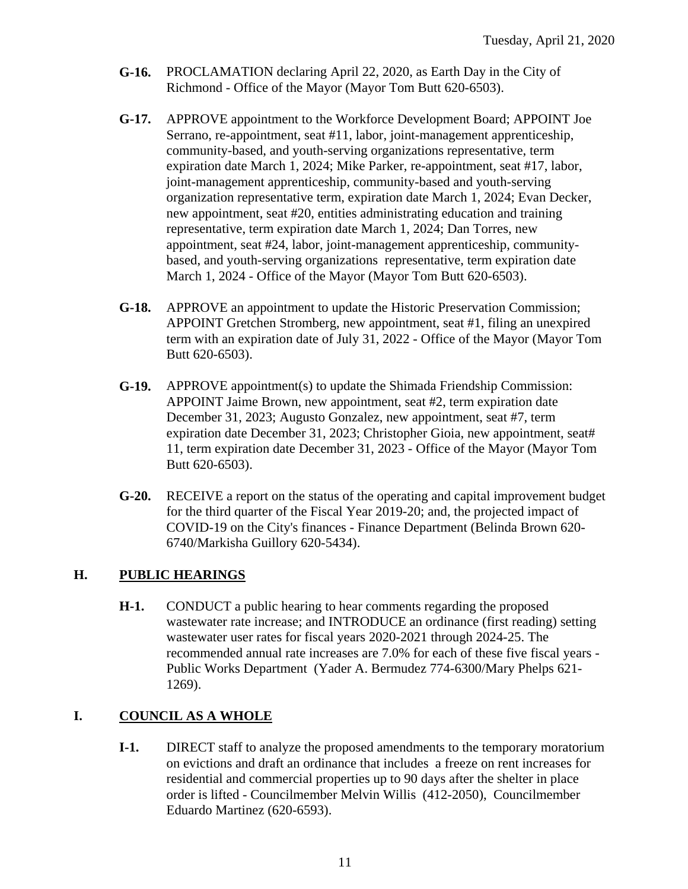**G-16.** PROCLAMATION declaring April 22, 2020, as Earth Day in the City of Richmond - Office of the Mayor (Mayor Tom Butt 620-6503).

**G-17.** APPROVE appointment to the Workforce Development Board; APPOINT Joe Serrano, re-appointment, seat #11, labor, joint-management apprenticeship, community-based, and youth-serving organizations representative, term expiration date March 1, 2024; Mike Parker, re-appointment, seat #17, labor, joint-management apprenticeship, community-based and youth-serving organization representative term, expiration date March 1, 2024; Evan Decker, new appointment, seat #20, entities administrating education and training representative, term expiration date March 1, 2024; Dan Torres, new appointment, seat #24, labor, joint-management apprenticeship, community-based, and youth-serving organizations representative, term expiration date March 1, 2024 - Office of the Mayor (Mayor Tom Butt 620-6503).

**G-18.** APPROVE an appointment to update the Historic Preservation Commission; APPOINT Gretchen Stromberg, new appointment, seat #1, filing an unexpired term with an expiration date of July 31, 2022 - Office of the Mayor (Mayor Tom Butt 620-6503).

**G-19.** APPROVE appointment(s) to update the Shimada Friendship Commission: APPOINT Jaime Brown, new appointment, seat #2, term expiration date December 31, 2023; Augusto Gonzalez, new appointment, seat #7, term expiration date December 31, 2023; Christopher Gioia, new appointment, seat# 11, term expiration date December 31, 2023 - Office of the Mayor (Mayor Tom Butt 620-6503).

**G-20.** RECEIVE a report on the status of the operating and capital improvement budget for the third quarter of the Fiscal Year 2019-20; and, the projected impact of COVID-19 on the City's finances - Finance Department (Belinda Brown 620-6740/Markisha Guillory 620-5434).

## H. PUBLIC HEARINGS

**H-1.** CONDUCT a public hearing to hear comments regarding the proposed wastewater rate increase; and INTRODUCE an ordinance (first reading) setting wastewater user rates for fiscal years 2020-2021 through 2024-25. The recommended annual rate increases are 7.0% for each of these five fiscal years - Public Works Department (Yader A. Bermudez 774-6300/Mary Phelps 621-1269).

## I. COUNCIL AS A WHOLE

**I-1.** DIRECT staff to analyze the proposed amendments to the temporary moratorium on evictions and draft an ordinance that includes a freeze on rent increases for residential and commercial properties up to 90 days after the shelter in place order is lifted - Councilmember Melvin Willis (412-2050), Councilmember Eduardo Martinez (620-6593).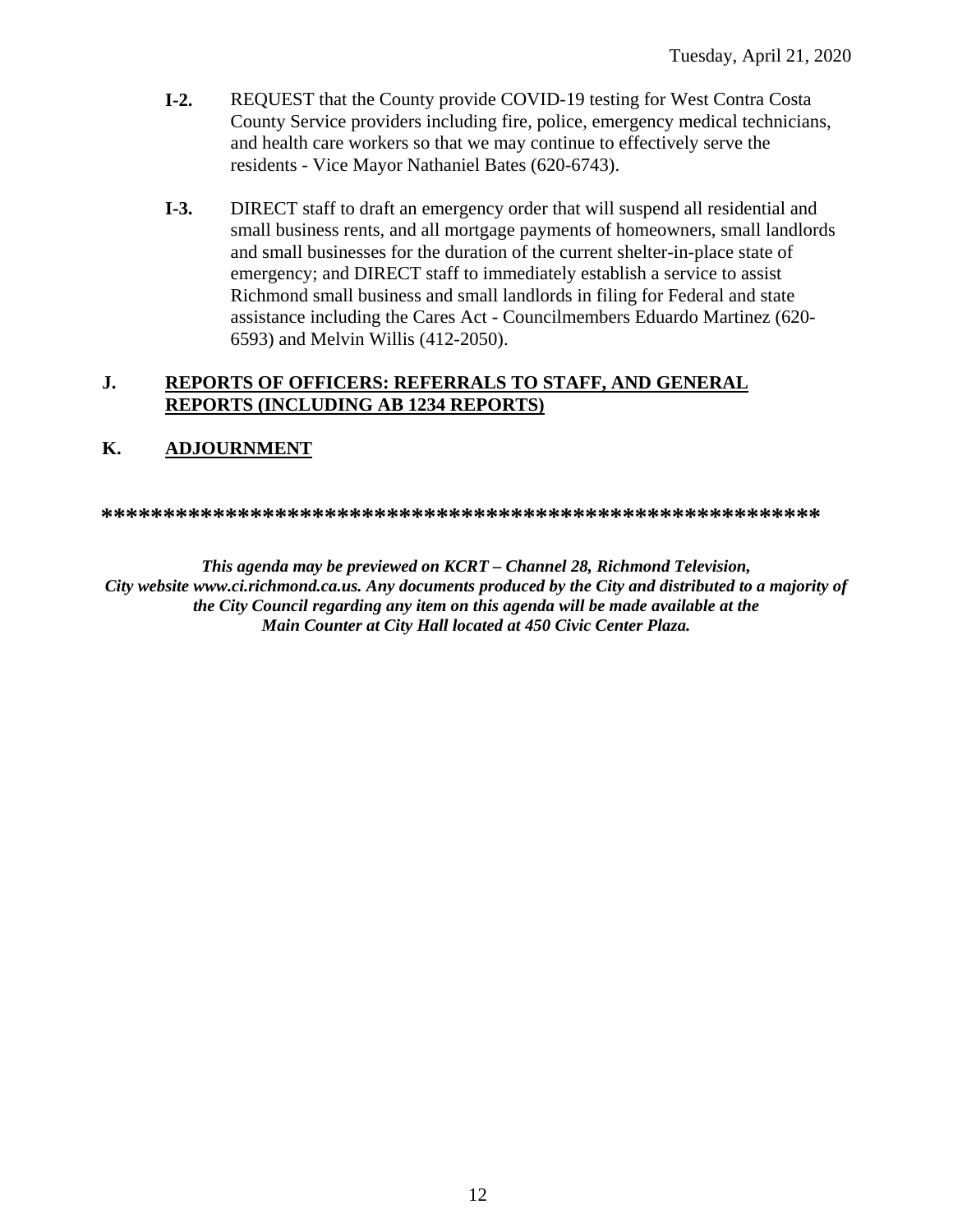**I-2.** REQUEST that the County provide COVID-19 testing for West Contra Costa County Service providers including fire, police, emergency medical technicians, and health care workers so that we may continue to effectively serve the residents - Vice Mayor Nathaniel Bates (620-6743).

**I-3.** DIRECT staff to draft an emergency order that will suspend all residential and small business rents, and all mortgage payments of homeowners, small landlords and small businesses for the duration of the current shelter-in-place state of emergency; and DIRECT staff to immediately establish a service to assist Richmond small business and small landlords in filing for Federal and state assistance including the Cares Act - Councilmembers Eduardo Martinez (620-6593) and Melvin Willis (412-2050).

## J. REPORTS OF OFFICERS: REFERRALS TO STAFF, AND GENERAL REPORTS (INCLUDING AB 1234 REPORTS)

## K. ADJOURNMENT

**************************************************************

***This agenda may be previewed on KCRT – Channel 28, Richmond Television, City website www.ci.richmond.ca.us. Any documents produced by the City and distributed to a majority of the City Council regarding any item on this agenda will be made available at the Main Counter at City Hall located at 450 Civic Center Plaza.***